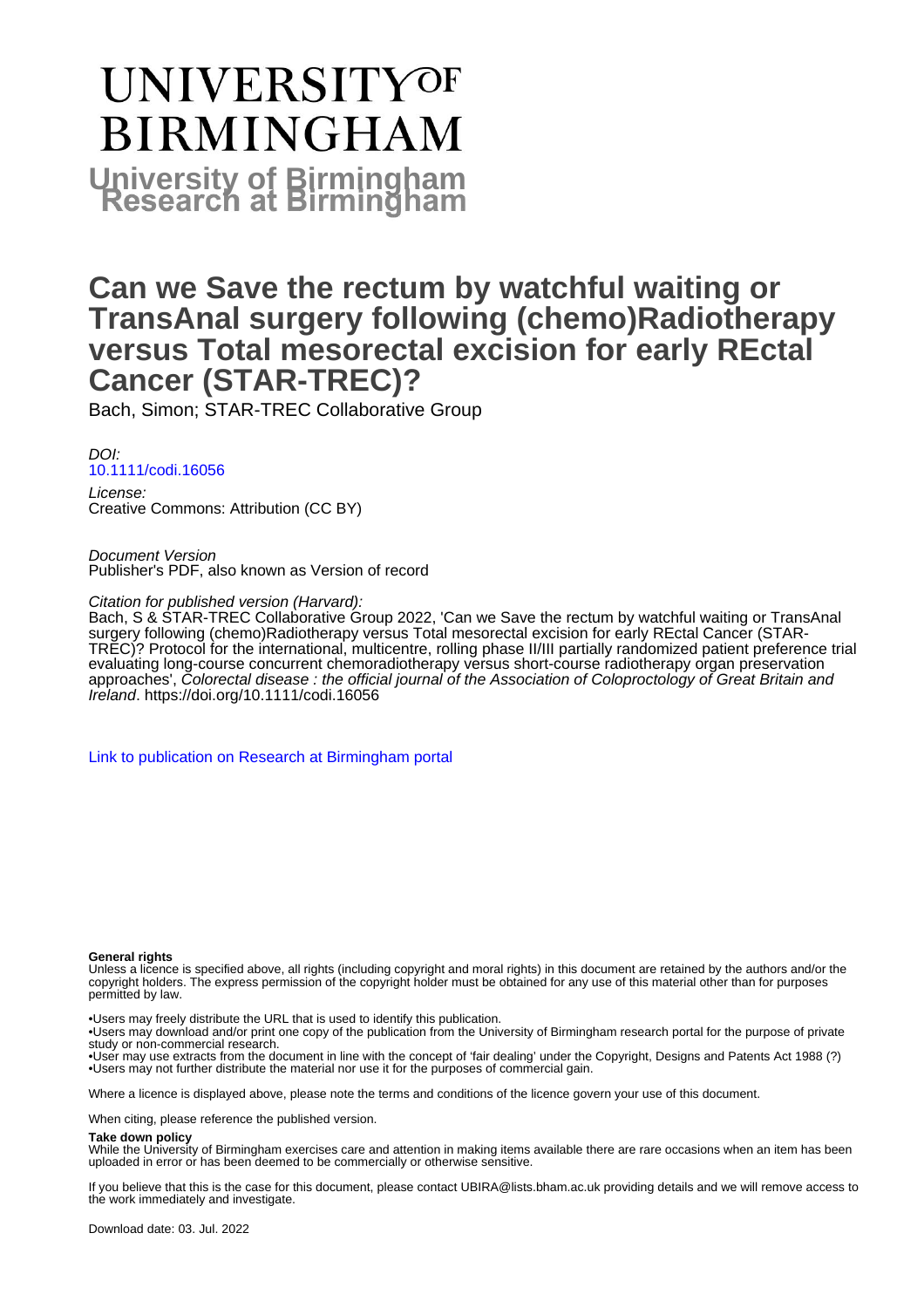# UNIVERSITY OF BIRMINGHAM

**University of Birmingham Research at Birmingham**

# Can we Save the rectum by watchful waiting or TransAnal surgery following (chemo)Radiotherapy versus Total mesorectal excision for early REctal Cancer (STAR-TREC)?

Bach, Simon; STAR-TREC Collaborative Group

*DOI:*
10.1111/codi.16056

*License:*
Creative Commons: Attribution (CC BY)

*Document Version*
Publisher's PDF, also known as Version of record

*Citation for published version (Harvard):*
Bach, S & STAR-TREC Collaborative Group 2022, 'Can we Save the rectum by watchful waiting or TransAnal surgery following (chemo)Radiotherapy versus Total mesorectal excision for early REctal Cancer (STAR-TREC)? Protocol for the international, multicentre, rolling phase II/III partially randomized patient preference trial evaluating long-course concurrent chemoradiotherapy versus short-course radiotherapy organ preservation approaches', *Colorectal disease : the official journal of the Association of Coloproctology of Great Britain and Ireland*. https://doi.org/10.1111/codi.16056

Link to publication on Research at Birmingham portal

**General rights**

Unless a licence is specified above, all rights (including copyright and moral rights) in this document are retained by the authors and/or the copyright holders. The express permission of the copyright holder must be obtained for any use of this material other than for purposes permitted by law.

- •Users may freely distribute the URL that is used to identify this publication.
- •Users may download and/or print one copy of the publication from the University of Birmingham research portal for the purpose of private study or non-commercial research.
- •User may use extracts from the document in line with the concept of 'fair dealing' under the Copyright, Designs and Patents Act 1988 (?)
- •Users may not further distribute the material nor use it for the purposes of commercial gain.

Where a licence is displayed above, please note the terms and conditions of the licence govern your use of this document.

When citing, please reference the published version.

**Take down policy**

While the University of Birmingham exercises care and attention in making items available there are rare occasions when an item has been uploaded in error or has been deemed to be commercially or otherwise sensitive.

If you believe that this is the case for this document, please contact UBIRA@lists.bham.ac.uk providing details and we will remove access to the work immediately and investigate.

Download date: 03. Jul. 2022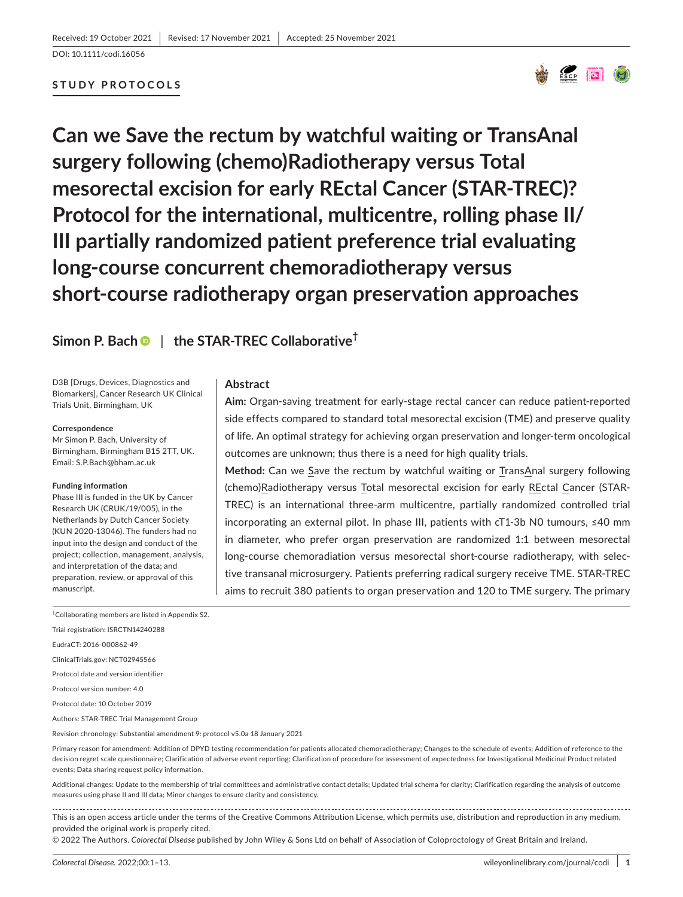Received: 19 October 2021 | Revised: 17 November 2021 | Accepted: 25 November 2021

DOI: 10.1111/codi.16056

**STUDY PROTOCOLS**

# Can we Save the rectum by watchful waiting or TransAnal surgery following (chemo)Radiotherapy versus Total mesorectal excision for early REctal Cancer (STAR-TREC)? Protocol for the international, multicentre, rolling phase II/III partially randomized patient preference trial evaluating long-course concurrent chemoradiotherapy versus short-course radiotherapy organ preservation approaches

**Simon P. Bach** | **the STAR-TREC Collaborative**[†]

D3B [Drugs, Devices, Diagnostics and Biomarkers], Cancer Research UK Clinical Trials Unit, Birmingham, UK

**Correspondence**
Mr Simon P. Bach, University of Birmingham, Birmingham B15 2TT, UK.
Email: S.P.Bach@bham.ac.uk

**Funding information**
Phase III is funded in the UK by Cancer Research UK (CRUK/19/005), in the Netherlands by Dutch Cancer Society (KUN 2020-13046). The funders had no input into the design and conduct of the project; collection, management, analysis, and interpretation of the data; and preparation, review, or approval of this manuscript.

## Abstract

**Aim:** Organ-saving treatment for early-stage rectal cancer can reduce patient-reported side effects compared to standard total mesorectal excision (TME) and preserve quality of life. An optimal strategy for achieving organ preservation and longer-term oncological outcomes are unknown; thus there is a need for high quality trials.

**Method:** Can we Save the rectum by watchful waiting or TransAnal surgery following (chemo)Radiotherapy versus Total mesorectal excision for early REctal Cancer (STAR-TREC) is an international three-arm multicentre, partially randomized controlled trial incorporating an external pilot. In phase III, patients with cT1-3b N0 tumours, ≤40 mm in diameter, who prefer organ preservation are randomized 1:1 between mesorectal long-course chemoradiation versus mesorectal short-course radiotherapy, with selective transanal microsurgery. Patients preferring radical surgery receive TME. STAR-TREC aims to recruit 380 patients to organ preservation and 120 to TME surgery. The primary

[†]Collaborating members are listed in Appendix S2.

Trial registration: ISRCTN14240288

EudraCT: 2016-000862-49

ClinicalTrials.gov: NCT02945566

Protocol date and version identifier

Protocol version number: 4.0

Protocol date: 10 October 2019

Authors: STAR-TREC Trial Management Group

Revision chronology: Substantial amendment 9: protocol v5.0a 18 January 2021

Primary reason for amendment: Addition of DPYD testing recommendation for patients allocated chemoradiotherapy; Changes to the schedule of events; Addition of reference to the decision regret scale questionnaire; Clarification of adverse event reporting; Clarification of procedure for assessment of expectedness for Investigational Medicinal Product related events; Data sharing request policy information.

Additional changes: Update to the membership of trial committees and administrative contact details; Updated trial schema for clarity; Clarification regarding the analysis of outcome measures using phase II and III data; Minor changes to ensure clarity and consistency.

This is an open access article under the terms of the Creative Commons Attribution License, which permits use, distribution and reproduction in any medium, provided the original work is properly cited.

© 2022 The Authors. *Colorectal Disease* published by John Wiley & Sons Ltd on behalf of Association of Coloproctology of Great Britain and Ireland.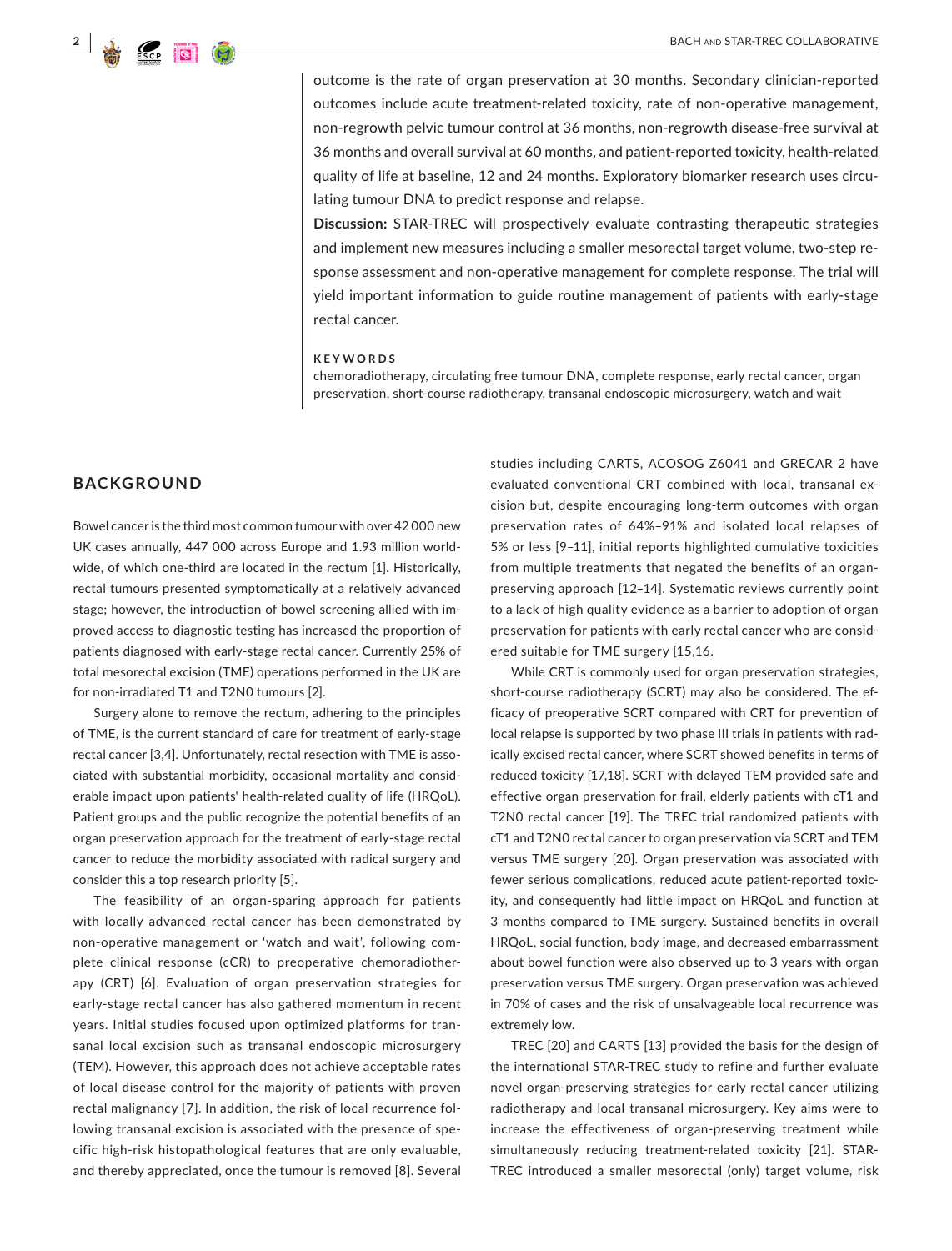outcome is the rate of organ preservation at 30 months. Secondary clinician-reported outcomes include acute treatment-related toxicity, rate of non-operative management, non-regrowth pelvic tumour control at 36 months, non-regrowth disease-free survival at 36 months and overall survival at 60 months, and patient-reported toxicity, health-related quality of life at baseline, 12 and 24 months. Exploratory biomarker research uses circulating tumour DNA to predict response and relapse.

**Discussion:** STAR-TREC will prospectively evaluate contrasting therapeutic strategies and implement new measures including a smaller mesorectal target volume, two-step response assessment and non-operative management for complete response. The trial will yield important information to guide routine management of patients with early-stage rectal cancer.

**KEYWORDS**

chemoradiotherapy, circulating free tumour DNA, complete response, early rectal cancer, organ preservation, short-course radiotherapy, transanal endoscopic microsurgery, watch and wait

## BACKGROUND

Bowel cancer is the third most common tumour with over 42 000 new UK cases annually, 447 000 across Europe and 1.93 million worldwide, of which one-third are located in the rectum [1]. Historically, rectal tumours presented symptomatically at a relatively advanced stage; however, the introduction of bowel screening allied with improved access to diagnostic testing has increased the proportion of patients diagnosed with early-stage rectal cancer. Currently 25% of total mesorectal excision (TME) operations performed in the UK are for non-irradiated T1 and T2N0 tumours [2].

Surgery alone to remove the rectum, adhering to the principles of TME, is the current standard of care for treatment of early-stage rectal cancer [3,4]. Unfortunately, rectal resection with TME is associated with substantial morbidity, occasional mortality and considerable impact upon patients' health-related quality of life (HRQoL). Patient groups and the public recognize the potential benefits of an organ preservation approach for the treatment of early-stage rectal cancer to reduce the morbidity associated with radical surgery and consider this a top research priority [5].

The feasibility of an organ-sparing approach for patients with locally advanced rectal cancer has been demonstrated by non-operative management or 'watch and wait', following complete clinical response (cCR) to preoperative chemoradiotherapy (CRT) [6]. Evaluation of organ preservation strategies for early-stage rectal cancer has also gathered momentum in recent years. Initial studies focused upon optimized platforms for transanal local excision such as transanal endoscopic microsurgery (TEM). However, this approach does not achieve acceptable rates of local disease control for the majority of patients with proven rectal malignancy [7]. In addition, the risk of local recurrence following transanal excision is associated with the presence of specific high-risk histopathological features that are only evaluable, and thereby appreciated, once the tumour is removed [8]. Several studies including CARTS, ACOSOG Z6041 and GRECAR 2 have evaluated conventional CRT combined with local, transanal excision but, despite encouraging long-term outcomes with organ preservation rates of 64%–91% and isolated local relapses of 5% or less [9–11], initial reports highlighted cumulative toxicities from multiple treatments that negated the benefits of an organ-preserving approach [12–14]. Systematic reviews currently point to a lack of high quality evidence as a barrier to adoption of organ preservation for patients with early rectal cancer who are considered suitable for TME surgery [15,16].

While CRT is commonly used for organ preservation strategies, short-course radiotherapy (SCRT) may also be considered. The efficacy of preoperative SCRT compared with CRT for prevention of local relapse is supported by two phase III trials in patients with radically excised rectal cancer, where SCRT showed benefits in terms of reduced toxicity [17,18]. SCRT with delayed TEM provided safe and effective organ preservation for frail, elderly patients with cT1 and T2N0 rectal cancer [19]. The TREC trial randomized patients with cT1 and T2N0 rectal cancer to organ preservation via SCRT and TEM versus TME surgery [20]. Organ preservation was associated with fewer serious complications, reduced acute patient-reported toxicity, and consequently had little impact on HRQoL and function at 3 months compared to TME surgery. Sustained benefits in overall HRQoL, social function, body image, and decreased embarrassment about bowel function were also observed up to 3 years with organ preservation versus TME surgery. Organ preservation was achieved in 70% of cases and the risk of unsalvageable local recurrence was extremely low.

TREC [20] and CARTS [13] provided the basis for the design of the international STAR-TREC study to refine and further evaluate novel organ-preserving strategies for early rectal cancer utilizing radiotherapy and local transanal microsurgery. Key aims were to increase the effectiveness of organ-preserving treatment while simultaneously reducing treatment-related toxicity [21]. STAR-TREC introduced a smaller mesorectal (only) target volume, risk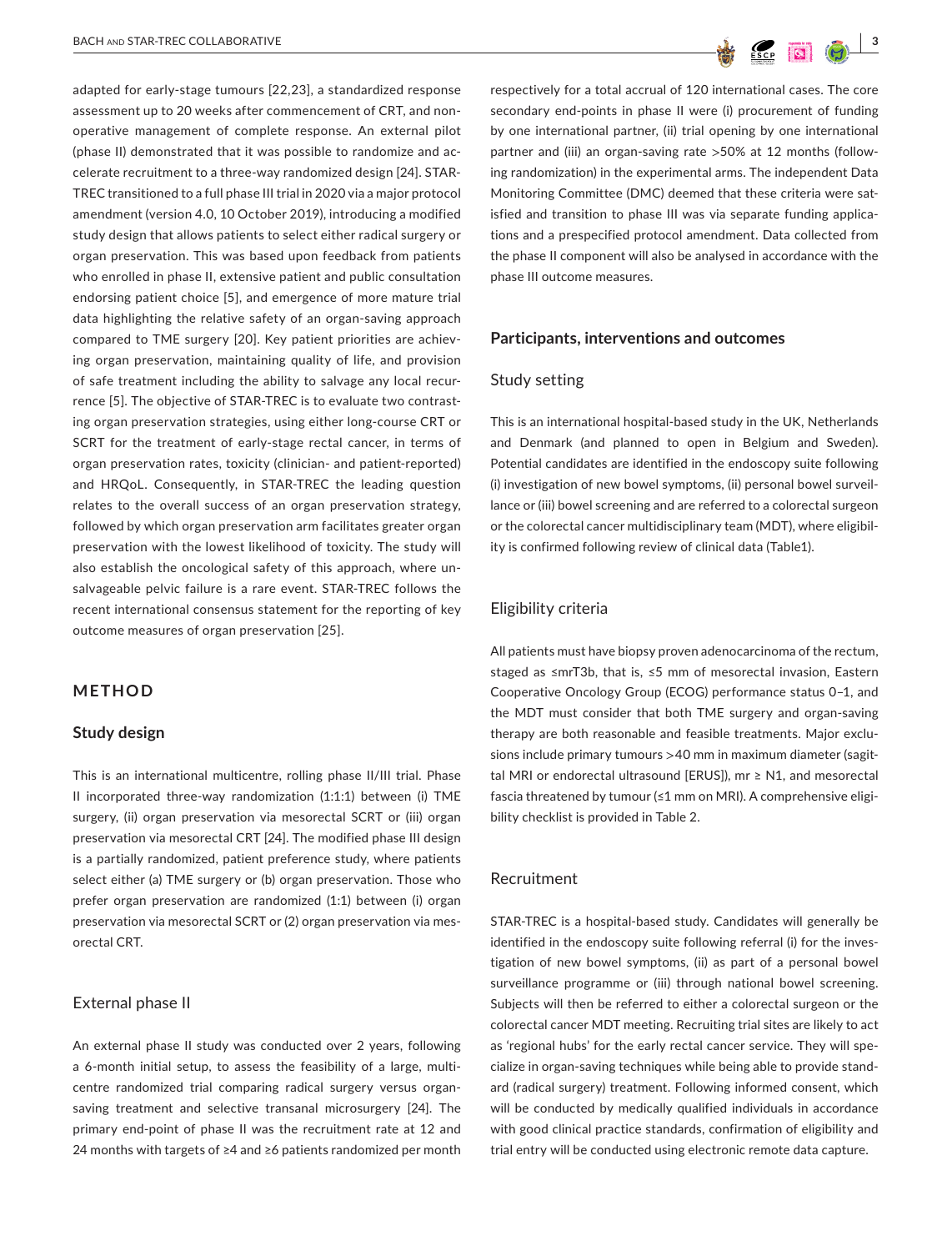adapted for early-stage tumours [22,23], a standardized response assessment up to 20 weeks after commencement of CRT, and non-operative management of complete response. An external pilot (phase II) demonstrated that it was possible to randomize and accelerate recruitment to a three-way randomized design [24]. STAR-TREC transitioned to a full phase III trial in 2020 via a major protocol amendment (version 4.0, 10 October 2019), introducing a modified study design that allows patients to select either radical surgery or organ preservation. This was based upon feedback from patients who enrolled in phase II, extensive patient and public consultation endorsing patient choice [5], and emergence of more mature trial data highlighting the relative safety of an organ-saving approach compared to TME surgery [20]. Key patient priorities are achieving organ preservation, maintaining quality of life, and provision of safe treatment including the ability to salvage any local recurrence [5]. The objective of STAR-TREC is to evaluate two contrasting organ preservation strategies, using either long-course CRT or SCRT for the treatment of early-stage rectal cancer, in terms of organ preservation rates, toxicity (clinician- and patient-reported) and HRQoL. Consequently, in STAR-TREC the leading question relates to the overall success of an organ preservation strategy, followed by which organ preservation arm facilitates greater organ preservation with the lowest likelihood of toxicity. The study will also establish the oncological safety of this approach, where unsalvageable pelvic failure is a rare event. STAR-TREC follows the recent international consensus statement for the reporting of key outcome measures of organ preservation [25].

## METHOD

### Study design

This is an international multicentre, rolling phase II/III trial. Phase II incorporated three-way randomization (1:1:1) between (i) TME surgery, (ii) organ preservation via mesorectal SCRT or (iii) organ preservation via mesorectal CRT [24]. The modified phase III design is a partially randomized, patient preference study, where patients select either (a) TME surgery or (b) organ preservation. Those who prefer organ preservation are randomized (1:1) between (i) organ preservation via mesorectal SCRT or (2) organ preservation via mesorectal CRT.

#### External phase II

An external phase II study was conducted over 2 years, following a 6-month initial setup, to assess the feasibility of a large, multicentre randomized trial comparing radical surgery versus organ-saving treatment and selective transanal microsurgery [24]. The primary end-point of phase II was the recruitment rate at 12 and 24 months with targets of ≥4 and ≥6 patients randomized per month respectively for a total accrual of 120 international cases. The core secondary end-points in phase II were (i) procurement of funding by one international partner, (ii) trial opening by one international partner and (iii) an organ-saving rate >50% at 12 months (following randomization) in the experimental arms. The independent Data Monitoring Committee (DMC) deemed that these criteria were satisfied and transition to phase III was via separate funding applications and a prespecified protocol amendment. Data collected from the phase II component will also be analysed in accordance with the phase III outcome measures.

### Participants, interventions and outcomes

#### Study setting

This is an international hospital-based study in the UK, Netherlands and Denmark (and planned to open in Belgium and Sweden). Potential candidates are identified in the endoscopy suite following (i) investigation of new bowel symptoms, (ii) personal bowel surveillance or (iii) bowel screening and are referred to a colorectal surgeon or the colorectal cancer multidisciplinary team (MDT), where eligibility is confirmed following review of clinical data (Table1).

#### Eligibility criteria

All patients must have biopsy proven adenocarcinoma of the rectum, staged as ≤mrT3b, that is, ≤5 mm of mesorectal invasion, Eastern Cooperative Oncology Group (ECOG) performance status 0–1, and the MDT must consider that both TME surgery and organ-saving therapy are both reasonable and feasible treatments. Major exclusions include primary tumours >40 mm in maximum diameter (sagittal MRI or endorectal ultrasound [ERUS]), mr ≥ N1, and mesorectal fascia threatened by tumour (≤1 mm on MRI). A comprehensive eligibility checklist is provided in Table 2.

#### Recruitment

STAR-TREC is a hospital-based study. Candidates will generally be identified in the endoscopy suite following referral (i) for the investigation of new bowel symptoms, (ii) as part of a personal bowel surveillance programme or (iii) through national bowel screening. Subjects will then be referred to either a colorectal surgeon or the colorectal cancer MDT meeting. Recruiting trial sites are likely to act as 'regional hubs' for the early rectal cancer service. They will specialize in organ-saving techniques while being able to provide standard (radical surgery) treatment. Following informed consent, which will be conducted by medically qualified individuals in accordance with good clinical practice standards, confirmation of eligibility and trial entry will be conducted using electronic remote data capture.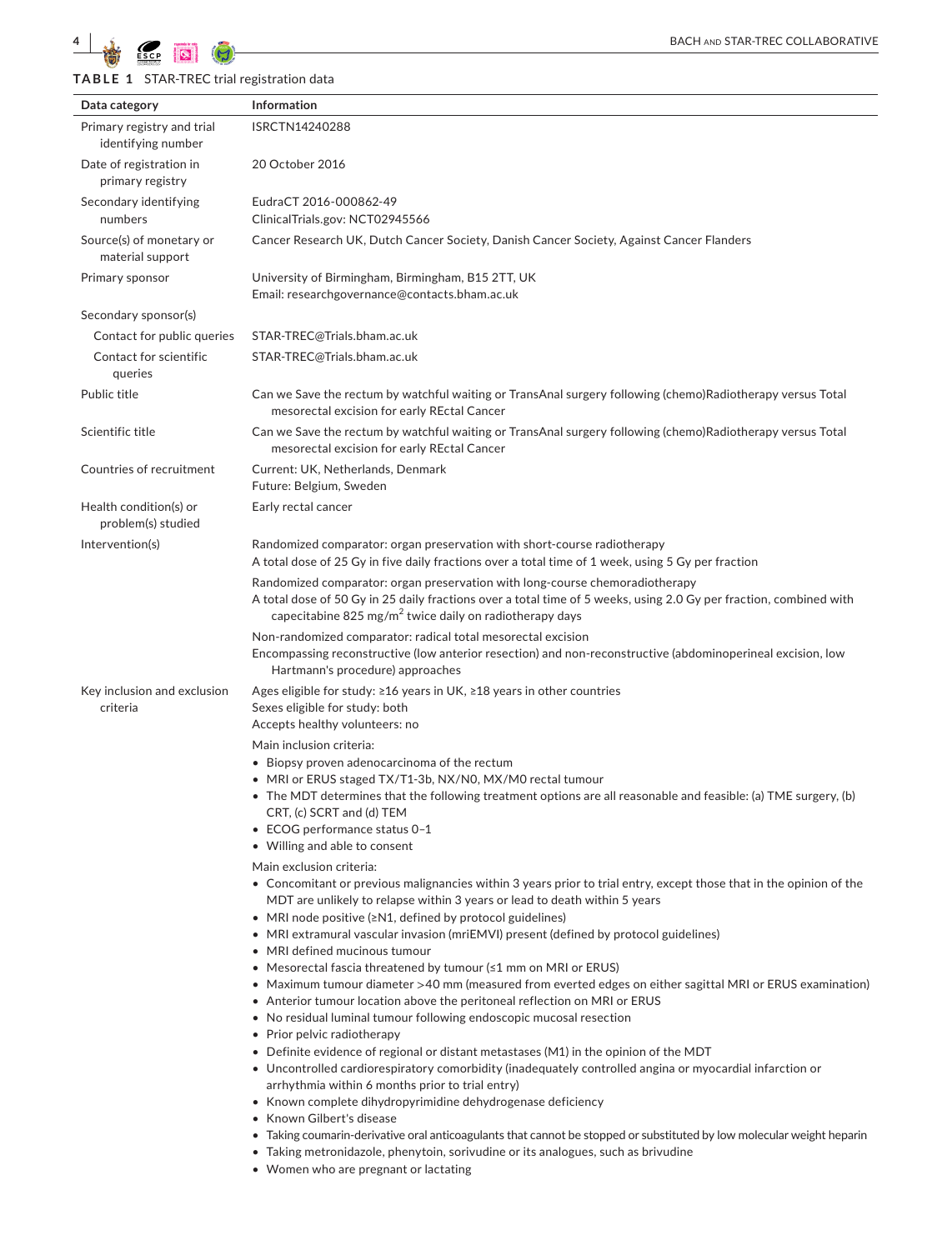**TABLE 1** STAR-TREC trial registration data

| Data category | Information |
|---|---|
| Primary registry and trial identifying number | ISRCTN14240288 |
| Date of registration in primary registry | 20 October 2016 |
| Secondary identifying numbers | EudraCT 2016-000862-49<br>ClinicalTrials.gov: NCT02945566 |
| Source(s) of monetary or material support | Cancer Research UK, Dutch Cancer Society, Danish Cancer Society, Against Cancer Flanders |
| Primary sponsor | University of Birmingham, Birmingham, B15 2TT, UK<br>Email: researchgovernance@contacts.bham.ac.uk |
| Secondary sponsor(s) | |
| Contact for public queries | STAR-TREC@Trials.bham.ac.uk |
| Contact for scientific queries | STAR-TREC@Trials.bham.ac.uk |
| Public title | Can we Save the rectum by watchful waiting or TransAnal surgery following (chemo)Radiotherapy versus Total mesorectal excision for early REctal Cancer |
| Scientific title | Can we Save the rectum by watchful waiting or TransAnal surgery following (chemo)Radiotherapy versus Total mesorectal excision for early REctal Cancer |
| Countries of recruitment | Current: UK, Netherlands, Denmark<br>Future: Belgium, Sweden |
| Health condition(s) or problem(s) studied | Early rectal cancer |
| Intervention(s) | Randomized comparator: organ preservation with short-course radiotherapy<br>A total dose of 25 Gy in five daily fractions over a total time of 1 week, using 5 Gy per fraction<br><br>Randomized comparator: organ preservation with long-course chemoradiotherapy<br>A total dose of 50 Gy in 25 daily fractions over a total time of 5 weeks, using 2.0 Gy per fraction, combined with capecitabine 825 mg/m$^2$ twice daily on radiotherapy days<br><br>Non-randomized comparator: radical total mesorectal excision<br>Encompassing reconstructive (low anterior resection) and non-reconstructive (abdominoperineal excision, low Hartmann's procedure) approaches |
| Key inclusion and exclusion criteria | Ages eligible for study: ≥16 years in UK, ≥18 years in other countries<br>Sexes eligible for study: both<br>Accepts healthy volunteers: no<br><br>Main inclusion criteria:<br>• Biopsy proven adenocarcinoma of the rectum<br>• MRI or ERUS staged TX/T1-3b, NX/N0, MX/M0 rectal tumour<br>• The MDT determines that the following treatment options are all reasonable and feasible: (a) TME surgery, (b) CRT, (c) SCRT and (d) TEM<br>• ECOG performance status 0–1<br>• Willing and able to consent<br><br>Main exclusion criteria:<br>• Concomitant or previous malignancies within 3 years prior to trial entry, except those that in the opinion of the MDT are unlikely to relapse within 3 years or lead to death within 5 years<br>• MRI node positive (≥N1, defined by protocol guidelines)<br>• MRI extramural vascular invasion (mriEMVI) present (defined by protocol guidelines)<br>• MRI defined mucinous tumour<br>• Mesorectal fascia threatened by tumour (≤1 mm on MRI or ERUS)<br>• Maximum tumour diameter >40 mm (measured from everted edges on either sagittal MRI or ERUS examination)<br>• Anterior tumour location above the peritoneal reflection on MRI or ERUS<br>• No residual luminal tumour following endoscopic mucosal resection<br>• Prior pelvic radiotherapy<br>• Definite evidence of regional or distant metastases (M1) in the opinion of the MDT<br>• Uncontrolled cardiorespiratory comorbidity (inadequately controlled angina or myocardial infarction or arrhythmia within 6 months prior to trial entry)<br>• Known complete dihydropyrimidine dehydrogenase deficiency<br>• Known Gilbert's disease<br>• Taking coumarin-derivative oral anticoagulants that cannot be stopped or substituted by low molecular weight heparin<br>• Taking metronidazole, phenytoin, sorivudine or its analogues, such as brivudine<br>• Women who are pregnant or lactating |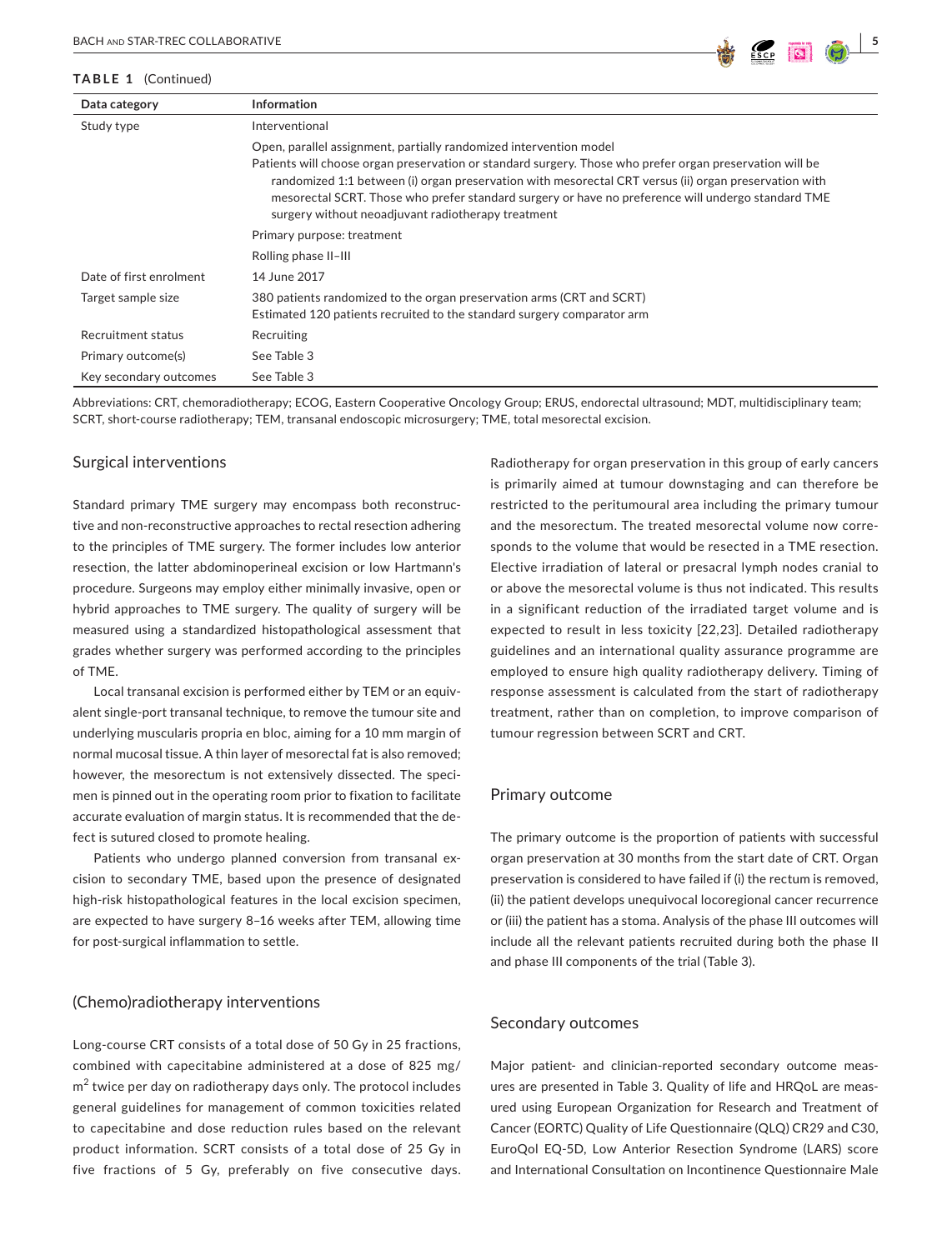**TABLE 1** (Continued)

| Data category | Information |
| --- | --- |
| Study type | Interventional |
| | Open, parallel assignment, partially randomized intervention model<br>Patients will choose organ preservation or standard surgery. Those who prefer organ preservation will be randomized 1:1 between (i) organ preservation with mesorectal CRT versus (ii) organ preservation with mesorectal SCRT. Those who prefer standard surgery or have no preference will undergo standard TME surgery without neoadjuvant radiotherapy treatment |
| | Primary purpose: treatment |
| | Rolling phase II–III |
| Date of first enrolment | 14 June 2017 |
| Target sample size | 380 patients randomized to the organ preservation arms (CRT and SCRT)<br>Estimated 120 patients recruited to the standard surgery comparator arm |
| Recruitment status | Recruiting |
| Primary outcome(s) | See Table 3 |
| Key secondary outcomes | See Table 3 |

Abbreviations: CRT, chemoradiotherapy; ECOG, Eastern Cooperative Oncology Group; ERUS, endorectal ultrasound; MDT, multidisciplinary team; SCRT, short-course radiotherapy; TEM, transanal endoscopic microsurgery; TME, total mesorectal excision.

## Surgical interventions

Standard primary TME surgery may encompass both reconstructive and non-reconstructive approaches to rectal resection adhering to the principles of TME surgery. The former includes low anterior resection, the latter abdominoperineal excision or low Hartmann's procedure. Surgeons may employ either minimally invasive, open or hybrid approaches to TME surgery. The quality of surgery will be measured using a standardized histopathological assessment that grades whether surgery was performed according to the principles of TME.

Local transanal excision is performed either by TEM or an equivalent single-port transanal technique, to remove the tumour site and underlying muscularis propria en bloc, aiming for a 10 mm margin of normal mucosal tissue. A thin layer of mesorectal fat is also removed; however, the mesorectum is not extensively dissected. The specimen is pinned out in the operating room prior to fixation to facilitate accurate evaluation of margin status. It is recommended that the defect is sutured closed to promote healing.

Patients who undergo planned conversion from transanal excision to secondary TME, based upon the presence of designated high-risk histopathological features in the local excision specimen, are expected to have surgery 8–16 weeks after TEM, allowing time for post-surgical inflammation to settle.

## (Chemo)radiotherapy interventions

Long-course CRT consists of a total dose of 50 Gy in 25 fractions, combined with capecitabine administered at a dose of 825 mg/m$^2$ twice per day on radiotherapy days only. The protocol includes general guidelines for management of common toxicities related to capecitabine and dose reduction rules based on the relevant product information. SCRT consists of a total dose of 25 Gy in five fractions of 5 Gy, preferably on five consecutive days. Radiotherapy for organ preservation in this group of early cancers is primarily aimed at tumour downstaging and can therefore be restricted to the peritumoural area including the primary tumour and the mesorectum. The treated mesorectal volume now corresponds to the volume that would be resected in a TME resection. Elective irradiation of lateral or presacral lymph nodes cranial to or above the mesorectal volume is thus not indicated. This results in a significant reduction of the irradiated target volume and is expected to result in less toxicity [22,23]. Detailed radiotherapy guidelines and an international quality assurance programme are employed to ensure high quality radiotherapy delivery. Timing of response assessment is calculated from the start of radiotherapy treatment, rather than on completion, to improve comparison of tumour regression between SCRT and CRT.

## Primary outcome

The primary outcome is the proportion of patients with successful organ preservation at 30 months from the start date of CRT. Organ preservation is considered to have failed if (i) the rectum is removed, (ii) the patient develops unequivocal locoregional cancer recurrence or (iii) the patient has a stoma. Analysis of the phase III outcomes will include all the relevant patients recruited during both the phase II and phase III components of the trial (Table 3).

## Secondary outcomes

Major patient- and clinician-reported secondary outcome measures are presented in Table 3. Quality of life and HRQoL are measured using European Organization for Research and Treatment of Cancer (EORTC) Quality of Life Questionnaire (QLQ) CR29 and C30, EuroQol EQ-5D, Low Anterior Resection Syndrome (LARS) score and International Consultation on Incontinence Questionnaire Male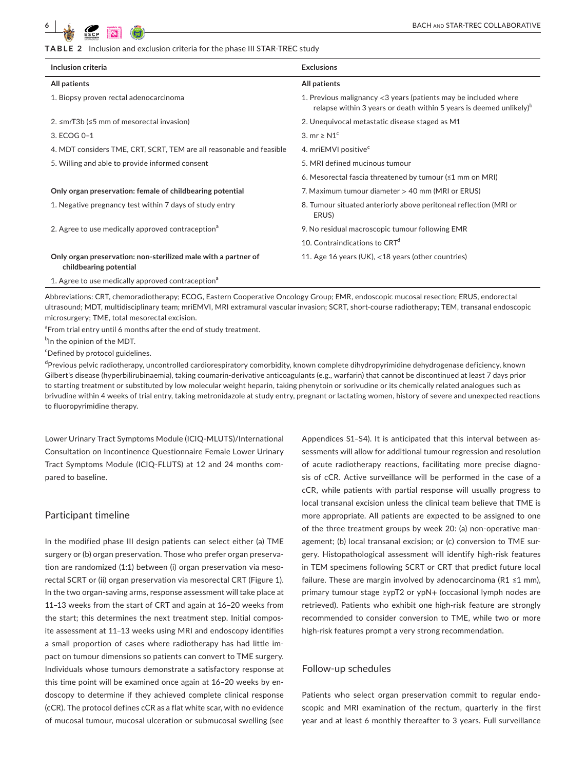**TABLE 2** Inclusion and exclusion criteria for the phase III STAR-TREC study

| Inclusion criteria | Exclusions |
|---|---|
| **All patients** | **All patients** |
| 1. Biopsy proven rectal adenocarcinoma | 1. Previous malignancy <3 years (patients may be included where relapse within 3 years or death within 5 years is deemed unlikely)[b] |
| 2. ≤mrT3b (≤5 mm of mesorectal invasion) | 2. Unequivocal metastatic disease staged as M1 |
| 3. ECOG 0–1 | 3. mr ≥ N1[c] |
| 4. MDT considers TME, CRT, SCRT, TEM are all reasonable and feasible | 4. mriEMVI positive[c] |
| 5. Willing and able to provide informed consent | 5. MRI defined mucinous tumour |
| | 6. Mesorectal fascia threatened by tumour (≤1 mm on MRI) |
| **Only organ preservation: female of childbearing potential** | 7. Maximum tumour diameter > 40 mm (MRI or ERUS) |
| 1. Negative pregnancy test within 7 days of study entry | 8. Tumour situated anteriorly above peritoneal reflection (MRI or ERUS) |
| 2. Agree to use medically approved contraception[a] | 9. No residual macroscopic tumour following EMR |
| | 10. Contraindications to CRT[d] |
| **Only organ preservation: non-sterilized male with a partner of childbearing potential** | 11. Age 16 years (UK), <18 years (other countries) |
| 1. Agree to use medically approved contraception[a] | |

Abbreviations: CRT, chemoradiotherapy; ECOG, Eastern Cooperative Oncology Group; EMR, endoscopic mucosal resection; ERUS, endorectal ultrasound; MDT, multidisciplinary team; mriEMVI, MRI extramural vascular invasion; SCRT, short-course radiotherapy; TEM, transanal endoscopic microsurgery; TME, total mesorectal excision.

[a]From trial entry until 6 months after the end of study treatment.

[b]In the opinion of the MDT.

[c]Defined by protocol guidelines.

[d]Previous pelvic radiotherapy, uncontrolled cardiorespiratory comorbidity, known complete dihydropyrimidine dehydrogenase deficiency, known Gilbert's disease (hyperbilirubinaemia), taking coumarin-derivative anticoagulants (e.g., warfarin) that cannot be discontinued at least 7 days prior to starting treatment or substituted by low molecular weight heparin, taking phenytoin or sorivudine or its chemically related analogues such as brivudine within 4 weeks of trial entry, taking metronidazole at study entry, pregnant or lactating women, history of severe and unexpected reactions to fluoropyrimidine therapy.

Lower Urinary Tract Symptoms Module (ICIQ-MLUTS)/International Consultation on Incontinence Questionnaire Female Lower Urinary Tract Symptoms Module (ICIQ-FLUTS) at 12 and 24 months compared to baseline.

## Participant timeline

In the modified phase III design patients can select either (a) TME surgery or (b) organ preservation. Those who prefer organ preservation are randomized (1:1) between (i) organ preservation via mesorectal SCRT or (ii) organ preservation via mesorectal CRT (Figure 1). In the two organ-saving arms, response assessment will take place at 11–13 weeks from the start of CRT and again at 16–20 weeks from the start; this determines the next treatment step. Initial composite assessment at 11–13 weeks using MRI and endoscopy identifies a small proportion of cases where radiotherapy has had little impact on tumour dimensions so patients can convert to TME surgery. Individuals whose tumours demonstrate a satisfactory response at this time point will be examined once again at 16–20 weeks by endoscopy to determine if they achieved complete clinical response (cCR). The protocol defines cCR as a flat white scar, with no evidence of mucosal tumour, mucosal ulceration or submucosal swelling (see Appendices S1–S4). It is anticipated that this interval between assessments will allow for additional tumour regression and resolution of acute radiotherapy reactions, facilitating more precise diagnosis of cCR. Active surveillance will be performed in the case of a cCR, while patients with partial response will usually progress to local transanal excision unless the clinical team believe that TME is more appropriate. All patients are expected to be assigned to one of the three treatment groups by week 20: (a) non-operative management; (b) local transanal excision; or (c) conversion to TME surgery. Histopathological assessment will identify high-risk features in TEM specimens following SCRT or CRT that predict future local failure. These are margin involved by adenocarcinoma (R1 ≤1 mm), primary tumour stage ≥ypT2 or ypN+ (occasional lymph nodes are retrieved). Patients who exhibit one high-risk feature are strongly recommended to consider conversion to TME, while two or more high-risk features prompt a very strong recommendation.

## Follow-up schedules

Patients who select organ preservation commit to regular endoscopic and MRI examination of the rectum, quarterly in the first year and at least 6 monthly thereafter to 3 years. Full surveillance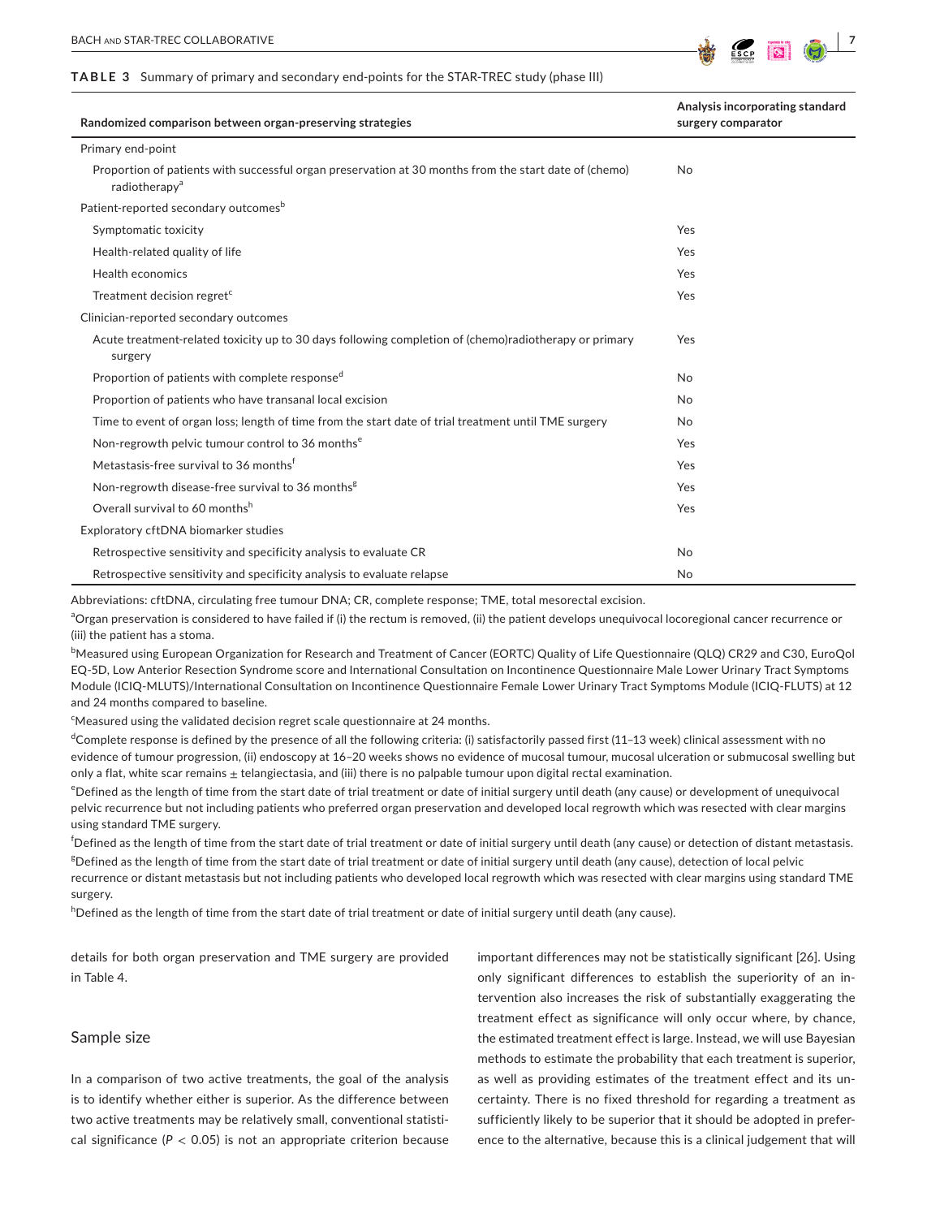**TABLE 3** Summary of primary and secondary end-points for the STAR-TREC study (phase III)

| Randomized comparison between organ-preserving strategies | Analysis incorporating standard surgery comparator |
|---|---|
| Primary end-point | |
| Proportion of patients with successful organ preservation at 30 months from the start date of (chemo) radiotherapy[a] | No |
| Patient-reported secondary outcomes[b] | |
| Symptomatic toxicity | Yes |
| Health-related quality of life | Yes |
| Health economics | Yes |
| Treatment decision regret[c] | Yes |
| Clinician-reported secondary outcomes | |
| Acute treatment-related toxicity up to 30 days following completion of (chemo)radiotherapy or primary surgery | Yes |
| Proportion of patients with complete response[d] | No |
| Proportion of patients who have transanal local excision | No |
| Time to event of organ loss; length of time from the start date of trial treatment until TME surgery | No |
| Non-regrowth pelvic tumour control to 36 months[e] | Yes |
| Metastasis-free survival to 36 months[f] | Yes |
| Non-regrowth disease-free survival to 36 months[g] | Yes |
| Overall survival to 60 months[h] | Yes |
| Exploratory cftDNA biomarker studies | |
| Retrospective sensitivity and specificity analysis to evaluate CR | No |
| Retrospective sensitivity and specificity analysis to evaluate relapse | No |

Abbreviations: cftDNA, circulating free tumour DNA; CR, complete response; TME, total mesorectal excision.

[a]Organ preservation is considered to have failed if (i) the rectum is removed, (ii) the patient develops unequivocal locoregional cancer recurrence or (iii) the patient has a stoma.

[b]Measured using European Organization for Research and Treatment of Cancer (EORTC) Quality of Life Questionnaire (QLQ) CR29 and C30, EuroQol EQ-5D, Low Anterior Resection Syndrome score and International Consultation on Incontinence Questionnaire Male Lower Urinary Tract Symptoms Module (ICIQ-MLUTS)/International Consultation on Incontinence Questionnaire Female Lower Urinary Tract Symptoms Module (ICIQ-FLUTS) at 12 and 24 months compared to baseline.

[c]Measured using the validated decision regret scale questionnaire at 24 months.

[d]Complete response is defined by the presence of all the following criteria: (i) satisfactorily passed first (11–13 week) clinical assessment with no evidence of tumour progression, (ii) endoscopy at 16–20 weeks shows no evidence of mucosal tumour, mucosal ulceration or submucosal swelling but only a flat, white scar remains ± telangiectasia, and (iii) there is no palpable tumour upon digital rectal examination.

[e]Defined as the length of time from the start date of trial treatment or date of initial surgery until death (any cause) or development of unequivocal pelvic recurrence but not including patients who preferred organ preservation and developed local regrowth which was resected with clear margins using standard TME surgery.

[f]Defined as the length of time from the start date of trial treatment or date of initial surgery until death (any cause) or detection of distant metastasis.

[g]Defined as the length of time from the start date of trial treatment or date of initial surgery until death (any cause), detection of local pelvic recurrence or distant metastasis but not including patients who developed local regrowth which was resected with clear margins using standard TME surgery.

[h]Defined as the length of time from the start date of trial treatment or date of initial surgery until death (any cause).

details for both organ preservation and TME surgery are provided in Table 4.

## Sample size

In a comparison of two active treatments, the goal of the analysis is to identify whether either is superior. As the difference between two active treatments may be relatively small, conventional statistical significance ($P < 0.05$) is not an appropriate criterion because important differences may not be statistically significant [26]. Using only significant differences to establish the superiority of an intervention also increases the risk of substantially exaggerating the treatment effect as significance will only occur where, by chance, the estimated treatment effect is large. Instead, we will use Bayesian methods to estimate the probability that each treatment is superior, as well as providing estimates of the treatment effect and its uncertainty. There is no fixed threshold for regarding a treatment as sufficiently likely to be superior that it should be adopted in preference to the alternative, because this is a clinical judgement that will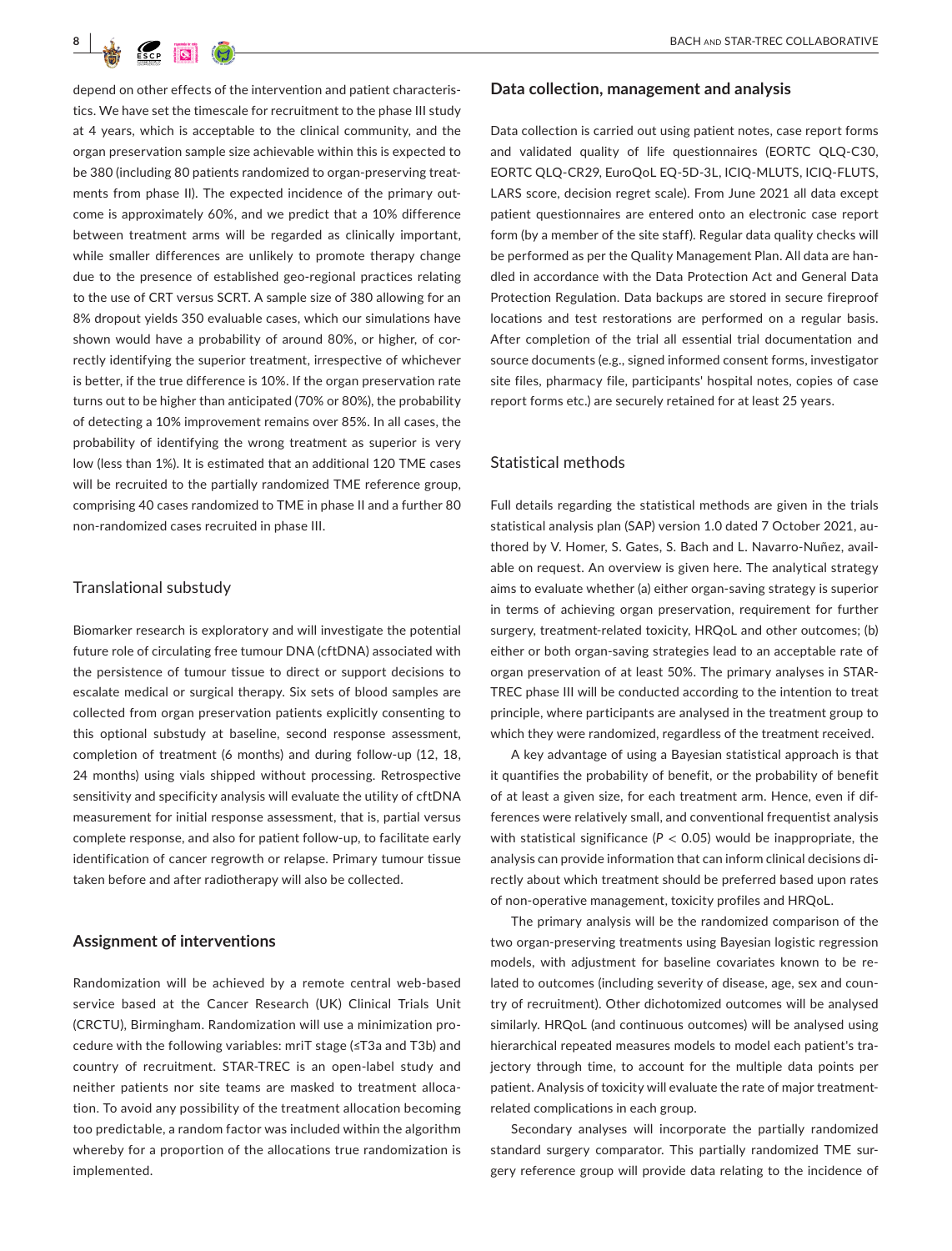depend on other effects of the intervention and patient characteristics. We have set the timescale for recruitment to the phase III study at 4 years, which is acceptable to the clinical community, and the organ preservation sample size achievable within this is expected to be 380 (including 80 patients randomized to organ-preserving treatments from phase II). The expected incidence of the primary outcome is approximately 60%, and we predict that a 10% difference between treatment arms will be regarded as clinically important, while smaller differences are unlikely to promote therapy change due to the presence of established geo-regional practices relating to the use of CRT versus SCRT. A sample size of 380 allowing for an 8% dropout yields 350 evaluable cases, which our simulations have shown would have a probability of around 80%, or higher, of correctly identifying the superior treatment, irrespective of whichever is better, if the true difference is 10%. If the organ preservation rate turns out to be higher than anticipated (70% or 80%), the probability of detecting a 10% improvement remains over 85%. In all cases, the probability of identifying the wrong treatment as superior is very low (less than 1%). It is estimated that an additional 120 TME cases will be recruited to the partially randomized TME reference group, comprising 40 cases randomized to TME in phase II and a further 80 non-randomized cases recruited in phase III.

### Translational substudy

Biomarker research is exploratory and will investigate the potential future role of circulating free tumour DNA (cftDNA) associated with the persistence of tumour tissue to direct or support decisions to escalate medical or surgical therapy. Six sets of blood samples are collected from organ preservation patients explicitly consenting to this optional substudy at baseline, second response assessment, completion of treatment (6 months) and during follow-up (12, 18, 24 months) using vials shipped without processing. Retrospective sensitivity and specificity analysis will evaluate the utility of cftDNA measurement for initial response assessment, that is, partial versus complete response, and also for patient follow-up, to facilitate early identification of cancer regrowth or relapse. Primary tumour tissue taken before and after radiotherapy will also be collected.

## Assignment of interventions

Randomization will be achieved by a remote central web-based service based at the Cancer Research (UK) Clinical Trials Unit (CRCTU), Birmingham. Randomization will use a minimization procedure with the following variables: mriT stage (≤T3a and T3b) and country of recruitment. STAR-TREC is an open-label study and neither patients nor site teams are masked to treatment allocation. To avoid any possibility of the treatment allocation becoming too predictable, a random factor was included within the algorithm whereby for a proportion of the allocations true randomization is implemented.

## Data collection, management and analysis

Data collection is carried out using patient notes, case report forms and validated quality of life questionnaires (EORTC QLQ-C30, EORTC QLQ-CR29, EuroQoL EQ-5D-3L, ICIQ-MLUTS, ICIQ-FLUTS, LARS score, decision regret scale). From June 2021 all data except patient questionnaires are entered onto an electronic case report form (by a member of the site staff). Regular data quality checks will be performed as per the Quality Management Plan. All data are handled in accordance with the Data Protection Act and General Data Protection Regulation. Data backups are stored in secure fireproof locations and test restorations are performed on a regular basis. After completion of the trial all essential trial documentation and source documents (e.g., signed informed consent forms, investigator site files, pharmacy file, participants' hospital notes, copies of case report forms etc.) are securely retained for at least 25 years.

### Statistical methods

Full details regarding the statistical methods are given in the trials statistical analysis plan (SAP) version 1.0 dated 7 October 2021, authored by V. Homer, S. Gates, S. Bach and L. Navarro-Nuñez, available on request. An overview is given here. The analytical strategy aims to evaluate whether (a) either organ-saving strategy is superior in terms of achieving organ preservation, requirement for further surgery, treatment-related toxicity, HRQoL and other outcomes; (b) either or both organ-saving strategies lead to an acceptable rate of organ preservation of at least 50%. The primary analyses in STAR-TREC phase III will be conducted according to the intention to treat principle, where participants are analysed in the treatment group to which they were randomized, regardless of the treatment received.

A key advantage of using a Bayesian statistical approach is that it quantifies the probability of benefit, or the probability of benefit of at least a given size, for each treatment arm. Hence, even if differences were relatively small, and conventional frequentist analysis with statistical significance ($P < 0.05$) would be inappropriate, the analysis can provide information that can inform clinical decisions directly about which treatment should be preferred based upon rates of non-operative management, toxicity profiles and HRQoL.

The primary analysis will be the randomized comparison of the two organ-preserving treatments using Bayesian logistic regression models, with adjustment for baseline covariates known to be related to outcomes (including severity of disease, age, sex and country of recruitment). Other dichotomized outcomes will be analysed similarly. HRQoL (and continuous outcomes) will be analysed using hierarchical repeated measures models to model each patient's trajectory through time, to account for the multiple data points per patient. Analysis of toxicity will evaluate the rate of major treatment-related complications in each group.

Secondary analyses will incorporate the partially randomized standard surgery comparator. This partially randomized TME surgery reference group will provide data relating to the incidence of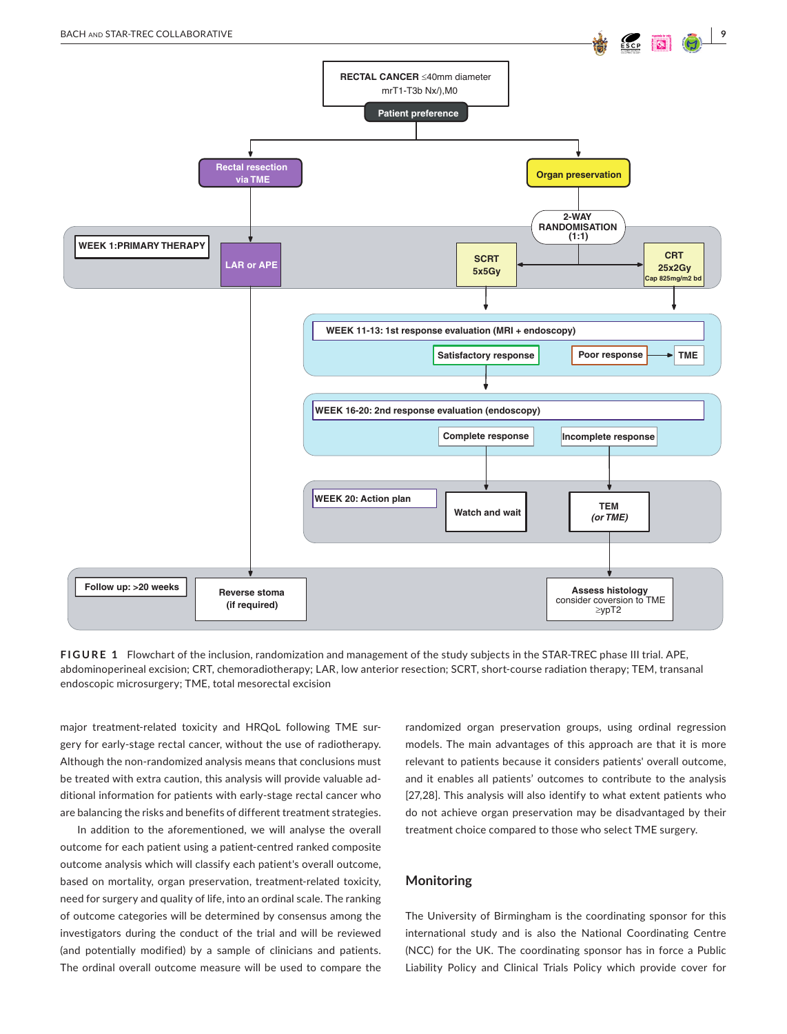RECTAL CANCER ≤40mm diameter
mrT1-T3b Nx/),M0

Patient preference

Rectal resection via TME

Organ preservation

2-WAY RANDOMISATION (1:1)

WEEK 1:PRIMARY THERAPY

LAR or APE

SCRT 5x5Gy

CRT 25x2Gy Cap 825mg/m2 bd

WEEK 11-13: 1st response evaluation (MRI + endoscopy)

Satisfactory response

Poor response → TME

WEEK 16-20: 2nd response evaluation (endoscopy)

Complete response

Incomplete response

WEEK 20: Action plan

Watch and wait

TEM *(or TME)*

Follow up: >20 weeks

Reverse stoma (if required)

Assess histology consider coversion to TME ≥ypT2

**FIGURE 1** Flowchart of the inclusion, randomization and management of the study subjects in the STAR-TREC phase III trial. APE, abdominoperineal excision; CRT, chemoradiotherapy; LAR, low anterior resection; SCRT, short-course radiation therapy; TEM, transanal endoscopic microsurgery; TME, total mesorectal excision

major treatment-related toxicity and HRQoL following TME surgery for early-stage rectal cancer, without the use of radiotherapy. Although the non-randomized analysis means that conclusions must be treated with extra caution, this analysis will provide valuable additional information for patients with early-stage rectal cancer who are balancing the risks and benefits of different treatment strategies.

In addition to the aforementioned, we will analyse the overall outcome for each patient using a patient-centred ranked composite outcome analysis which will classify each patient's overall outcome, based on mortality, organ preservation, treatment-related toxicity, need for surgery and quality of life, into an ordinal scale. The ranking of outcome categories will be determined by consensus among the investigators during the conduct of the trial and will be reviewed (and potentially modified) by a sample of clinicians and patients. The ordinal overall outcome measure will be used to compare the randomized organ preservation groups, using ordinal regression models. The main advantages of this approach are that it is more relevant to patients because it considers patients' overall outcome, and it enables all patients' outcomes to contribute to the analysis [27,28]. This analysis will also identify to what extent patients who do not achieve organ preservation may be disadvantaged by their treatment choice compared to those who select TME surgery.

## Monitoring

The University of Birmingham is the coordinating sponsor for this international study and is also the National Coordinating Centre (NCC) for the UK. The coordinating sponsor has in force a Public Liability Policy and Clinical Trials Policy which provide cover for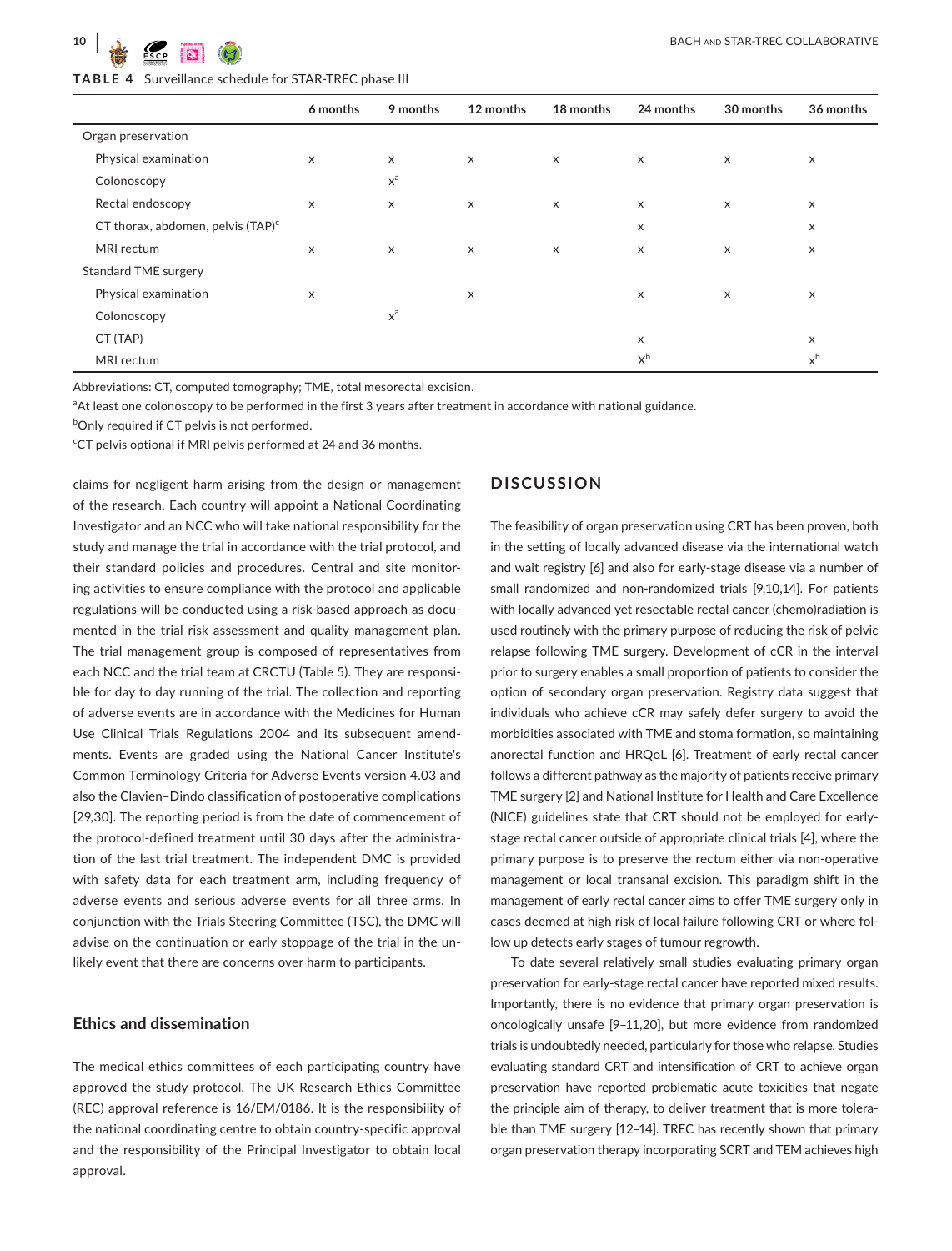**TABLE 4** Surveillance schedule for STAR-TREC phase III

| | 6 months | 9 months | 12 months | 18 months | 24 months | 30 months | 36 months |
|---|---|---|---|---|---|---|---|
| Organ preservation | | | | | | | |
| Physical examination | x | x | x | x | x | x | x |
| Colonoscopy | | x[a] | | | | | |
| Rectal endoscopy | x | x | x | x | x | x | x |
| CT thorax, abdomen, pelvis (TAP)[c] | | | | | x | | x |
| MRI rectum | x | x | x | x | x | x | x |
| Standard TME surgery | | | | | | | |
| Physical examination | x | | x | | x | x | x |
| Colonoscopy | | x[a] | | | | | |
| CT (TAP) | | | | | x | | x |
| MRI rectum | | | | | X[b] | | x[b] |

Abbreviations: CT, computed tomography; TME, total mesorectal excision.

[a]At least one colonoscopy to be performed in the first 3 years after treatment in accordance with national guidance.

[b]Only required if CT pelvis is not performed.

[c]CT pelvis optional if MRI pelvis performed at 24 and 36 months.

claims for negligent harm arising from the design or management of the research. Each country will appoint a National Coordinating Investigator and an NCC who will take national responsibility for the study and manage the trial in accordance with the trial protocol, and their standard policies and procedures. Central and site monitoring activities to ensure compliance with the protocol and applicable regulations will be conducted using a risk-based approach as documented in the trial risk assessment and quality management plan. The trial management group is composed of representatives from each NCC and the trial team at CRCTU (Table 5). They are responsible for day to day running of the trial. The collection and reporting of adverse events are in accordance with the Medicines for Human Use Clinical Trials Regulations 2004 and its subsequent amendments. Events are graded using the National Cancer Institute's Common Terminology Criteria for Adverse Events version 4.03 and also the Clavien–Dindo classification of postoperative complications [29,30]. The reporting period is from the date of commencement of the protocol-defined treatment until 30 days after the administration of the last trial treatment. The independent DMC is provided with safety data for each treatment arm, including frequency of adverse events and serious adverse events for all three arms. In conjunction with the Trials Steering Committee (TSC), the DMC will advise on the continuation or early stoppage of the trial in the unlikely event that there are concerns over harm to participants.

### Ethics and dissemination

The medical ethics committees of each participating country have approved the study protocol. The UK Research Ethics Committee (REC) approval reference is 16/EM/0186. It is the responsibility of the national coordinating centre to obtain country-specific approval and the responsibility of the Principal Investigator to obtain local approval.

## DISCUSSION

The feasibility of organ preservation using CRT has been proven, both in the setting of locally advanced disease via the international watch and wait registry [6] and also for early-stage disease via a number of small randomized and non-randomized trials [9,10,14]. For patients with locally advanced yet resectable rectal cancer (chemo)radiation is used routinely with the primary purpose of reducing the risk of pelvic relapse following TME surgery. Development of cCR in the interval prior to surgery enables a small proportion of patients to consider the option of secondary organ preservation. Registry data suggest that individuals who achieve cCR may safely defer surgery to avoid the morbidities associated with TME and stoma formation, so maintaining anorectal function and HRQoL [6]. Treatment of early rectal cancer follows a different pathway as the majority of patients receive primary TME surgery [2] and National Institute for Health and Care Excellence (NICE) guidelines state that CRT should not be employed for early-stage rectal cancer outside of appropriate clinical trials [4], where the primary purpose is to preserve the rectum either via non-operative management or local transanal excision. This paradigm shift in the management of early rectal cancer aims to offer TME surgery only in cases deemed at high risk of local failure following CRT or where follow up detects early stages of tumour regrowth.

To date several relatively small studies evaluating primary organ preservation for early-stage rectal cancer have reported mixed results. Importantly, there is no evidence that primary organ preservation is oncologically unsafe [9–11,20], but more evidence from randomized trials is undoubtedly needed, particularly for those who relapse. Studies evaluating standard CRT and intensification of CRT to achieve organ preservation have reported problematic acute toxicities that negate the principle aim of therapy, to deliver treatment that is more tolerable than TME surgery [12–14]. TREC has recently shown that primary organ preservation therapy incorporating SCRT and TEM achieves high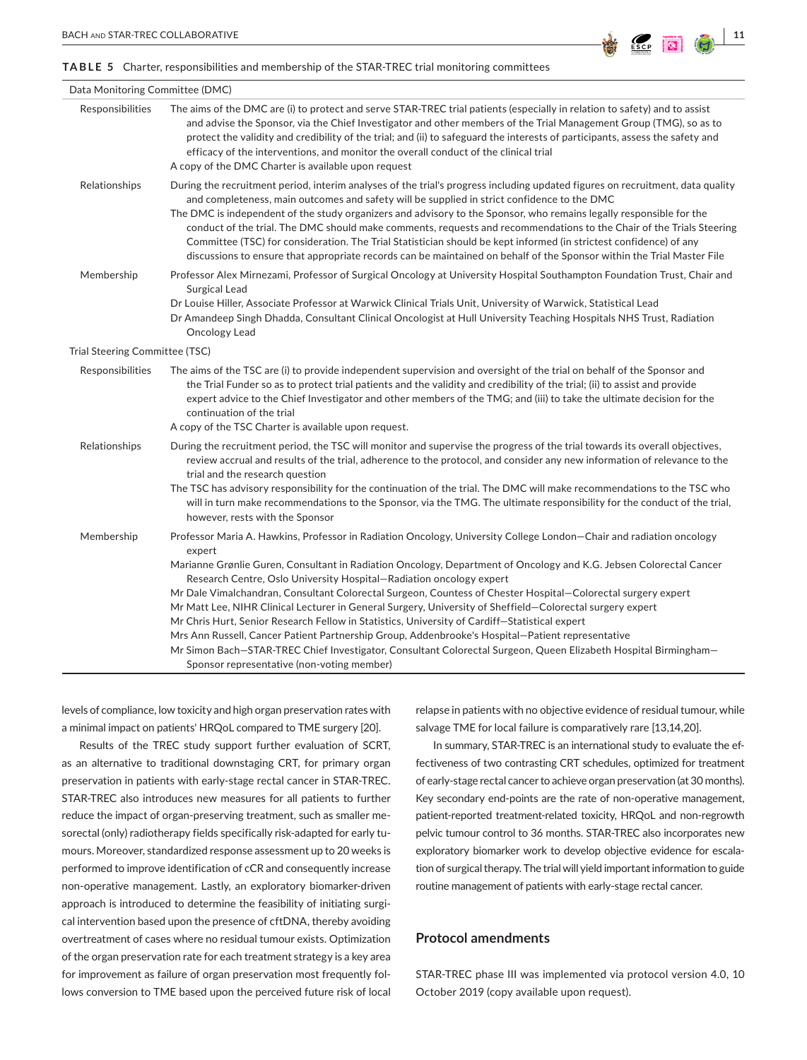**TABLE 5** Charter, responsibilities and membership of the STAR-TREC trial monitoring committees

| Data Monitoring Committee (DMC) | |
|---|---|
| Responsibilities | The aims of the DMC are (i) to protect and serve STAR-TREC trial patients (especially in relation to safety) and to assist and advise the Sponsor, via the Chief Investigator and other members of the Trial Management Group (TMG), so as to protect the validity and credibility of the trial; and (ii) to safeguard the interests of participants, assess the safety and efficacy of the interventions, and monitor the overall conduct of the clinical trial<br>A copy of the DMC Charter is available upon request |
| Relationships | During the recruitment period, interim analyses of the trial's progress including updated figures on recruitment, data quality and completeness, main outcomes and safety will be supplied in strict confidence to the DMC<br>The DMC is independent of the study organizers and advisory to the Sponsor, who remains legally responsible for the conduct of the trial. The DMC should make comments, requests and recommendations to the Chair of the Trials Steering Committee (TSC) for consideration. The Trial Statistician should be kept informed (in strictest confidence) of any discussions to ensure that appropriate records can be maintained on behalf of the Sponsor within the Trial Master File |
| Membership | Professor Alex Mirnezami, Professor of Surgical Oncology at University Hospital Southampton Foundation Trust, Chair and Surgical Lead<br>Dr Louise Hiller, Associate Professor at Warwick Clinical Trials Unit, University of Warwick, Statistical Lead<br>Dr Amandeep Singh Dhadda, Consultant Clinical Oncologist at Hull University Teaching Hospitals NHS Trust, Radiation Oncology Lead |
| **Trial Steering Committee (TSC)** | |
| Responsibilities | The aims of the TSC are (i) to provide independent supervision and oversight of the trial on behalf of the Sponsor and the Trial Funder so as to protect trial patients and the validity and credibility of the trial; (ii) to assist and provide expert advice to the Chief Investigator and other members of the TMG; and (iii) to take the ultimate decision for the continuation of the trial<br>A copy of the TSC Charter is available upon request. |
| Relationships | During the recruitment period, the TSC will monitor and supervise the progress of the trial towards its overall objectives, review accrual and results of the trial, adherence to the protocol, and consider any new information of relevance to the trial and the research question<br>The TSC has advisory responsibility for the continuation of the trial. The DMC will make recommendations to the TSC who will in turn make recommendations to the Sponsor, via the TMG. The ultimate responsibility for the conduct of the trial, however, rests with the Sponsor |
| Membership | Professor Maria A. Hawkins, Professor in Radiation Oncology, University College London—Chair and radiation oncology expert<br>Marianne Grønlie Guren, Consultant in Radiation Oncology, Department of Oncology and K.G. Jebsen Colorectal Cancer Research Centre, Oslo University Hospital—Radiation oncology expert<br>Mr Dale Vimalchandran, Consultant Colorectal Surgeon, Countess of Chester Hospital—Colorectal surgery expert<br>Mr Matt Lee, NIHR Clinical Lecturer in General Surgery, University of Sheffield—Colorectal surgery expert<br>Mr Chris Hurt, Senior Research Fellow in Statistics, University of Cardiff—Statistical expert<br>Mrs Ann Russell, Cancer Patient Partnership Group, Addenbrooke's Hospital—Patient representative<br>Mr Simon Bach—STAR-TREC Chief Investigator, Consultant Colorectal Surgeon, Queen Elizabeth Hospital Birmingham—Sponsor representative (non-voting member) |

levels of compliance, low toxicity and high organ preservation rates with a minimal impact on patients' HRQoL compared to TME surgery [20].

Results of the TREC study support further evaluation of SCRT, as an alternative to traditional downstaging CRT, for primary organ preservation in patients with early-stage rectal cancer in STAR-TREC. STAR-TREC also introduces new measures for all patients to further reduce the impact of organ-preserving treatment, such as smaller mesorectal (only) radiotherapy fields specifically risk-adapted for early tumours. Moreover, standardized response assessment up to 20 weeks is performed to improve identification of cCR and consequently increase non-operative management. Lastly, an exploratory biomarker-driven approach is introduced to determine the feasibility of initiating surgical intervention based upon the presence of cftDNA, thereby avoiding overtreatment of cases where no residual tumour exists. Optimization of the organ preservation rate for each treatment strategy is a key area for improvement as failure of organ preservation most frequently follows conversion to TME based upon the perceived future risk of local relapse in patients with no objective evidence of residual tumour, while salvage TME for local failure is comparatively rare [13,14,20].

In summary, STAR-TREC is an international study to evaluate the effectiveness of two contrasting CRT schedules, optimized for treatment of early-stage rectal cancer to achieve organ preservation (at 30 months). Key secondary end-points are the rate of non-operative management, patient-reported treatment-related toxicity, HRQoL and non-regrowth pelvic tumour control to 36 months. STAR-TREC also incorporates new exploratory biomarker work to develop objective evidence for escalation of surgical therapy. The trial will yield important information to guide routine management of patients with early-stage rectal cancer.

## Protocol amendments

STAR-TREC phase III was implemented via protocol version 4.0, 10 October 2019 (copy available upon request).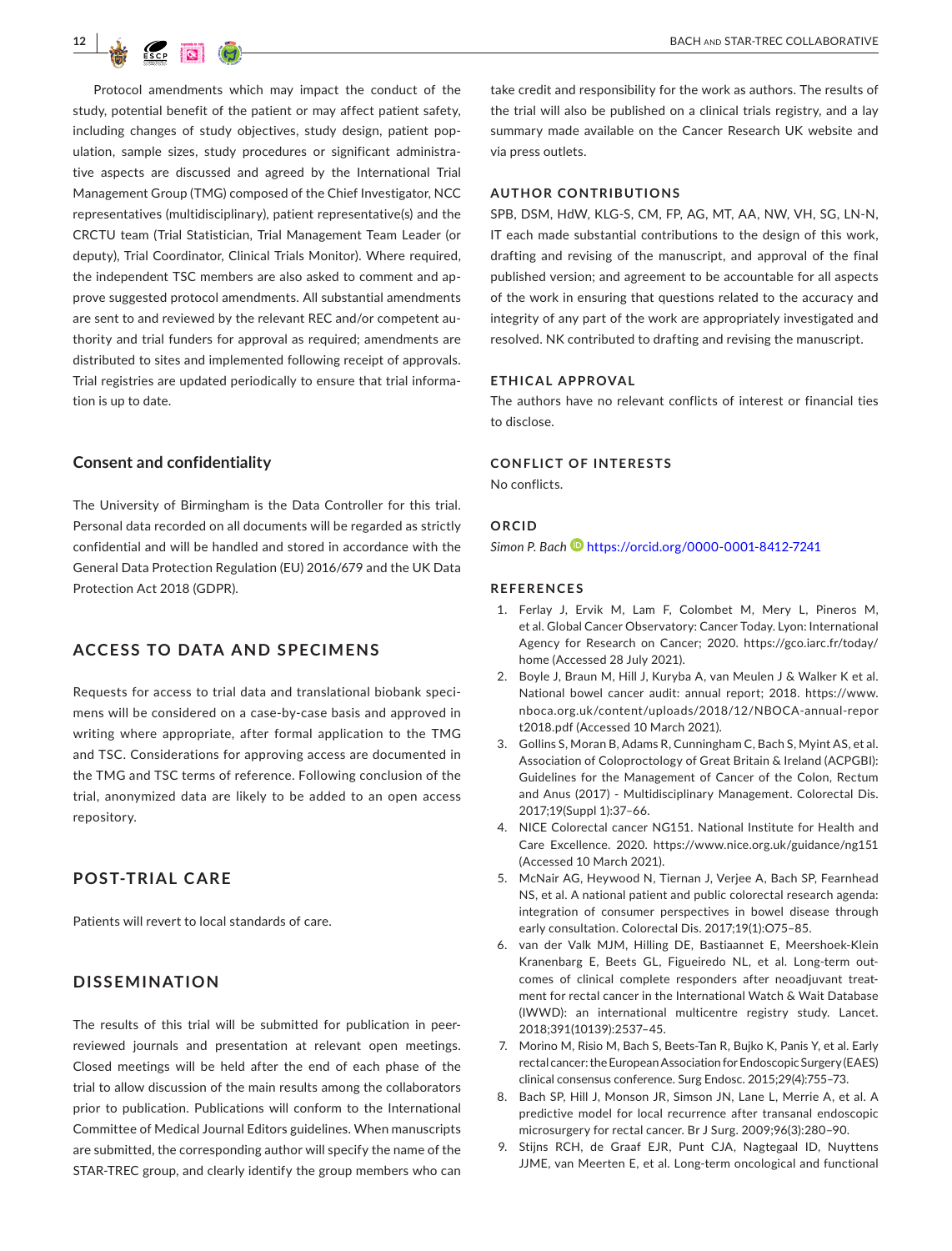Protocol amendments which may impact the conduct of the study, potential benefit of the patient or may affect patient safety, including changes of study objectives, study design, patient population, sample sizes, study procedures or significant administrative aspects are discussed and agreed by the International Trial Management Group (TMG) composed of the Chief Investigator, NCC representatives (multidisciplinary), patient representative(s) and the CRCTU team (Trial Statistician, Trial Management Team Leader (or deputy), Trial Coordinator, Clinical Trials Monitor). Where required, the independent TSC members are also asked to comment and approve suggested protocol amendments. All substantial amendments are sent to and reviewed by the relevant REC and/or competent authority and trial funders for approval as required; amendments are distributed to sites and implemented following receipt of approvals. Trial registries are updated periodically to ensure that trial information is up to date.

### Consent and confidentiality

The University of Birmingham is the Data Controller for this trial. Personal data recorded on all documents will be regarded as strictly confidential and will be handled and stored in accordance with the General Data Protection Regulation (EU) 2016/679 and the UK Data Protection Act 2018 (GDPR).

## ACCESS TO DATA AND SPECIMENS

Requests for access to trial data and translational biobank specimens will be considered on a case-by-case basis and approved in writing where appropriate, after formal application to the TMG and TSC. Considerations for approving access are documented in the TMG and TSC terms of reference. Following conclusion of the trial, anonymized data are likely to be added to an open access repository.

## POST-TRIAL CARE

Patients will revert to local standards of care.

## DISSEMINATION

The results of this trial will be submitted for publication in peer-reviewed journals and presentation at relevant open meetings. Closed meetings will be held after the end of each phase of the trial to allow discussion of the main results among the collaborators prior to publication. Publications will conform to the International Committee of Medical Journal Editors guidelines. When manuscripts are submitted, the corresponding author will specify the name of the STAR-TREC group, and clearly identify the group members who can take credit and responsibility for the work as authors. The results of the trial will also be published on a clinical trials registry, and a lay summary made available on the Cancer Research UK website and via press outlets.

## AUTHOR CONTRIBUTIONS

SPB, DSM, HdW, KLG-S, CM, FP, AG, MT, AA, NW, VH, SG, LN-N, IT each made substantial contributions to the design of this work, drafting and revising of the manuscript, and approval of the final published version; and agreement to be accountable for all aspects of the work in ensuring that questions related to the accuracy and integrity of any part of the work are appropriately investigated and resolved. NK contributed to drafting and revising the manuscript.

## ETHICAL APPROVAL

The authors have no relevant conflicts of interest or financial ties to disclose.

## CONFLICT OF INTERESTS

No conflicts.

## ORCID

*Simon P. Bach* https://orcid.org/0000-0001-8412-7241

## REFERENCES

1. Ferlay J, Ervik M, Lam F, Colombet M, Mery L, Pineros M, et al. Global Cancer Observatory: Cancer Today. Lyon: International Agency for Research on Cancer; 2020. https://gco.iarc.fr/today/home (Accessed 28 July 2021).
2. Boyle J, Braun M, Hill J, Kuryba A, van Meulen J & Walker K et al. National bowel cancer audit: annual report; 2018. https://www.nboca.org.uk/content/uploads/2018/12/NBOCA-annual-report2018.pdf (Accessed 10 March 2021).
3. Gollins S, Moran B, Adams R, Cunningham C, Bach S, Myint AS, et al. Association of Coloproctology of Great Britain & Ireland (ACPGBI): Guidelines for the Management of Cancer of the Colon, Rectum and Anus (2017) - Multidisciplinary Management. Colorectal Dis. 2017;19(Suppl 1):37–66.
4. NICE Colorectal cancer NG151. National Institute for Health and Care Excellence. 2020. https://www.nice.org.uk/guidance/ng151 (Accessed 10 March 2021).
5. McNair AG, Heywood N, Tiernan J, Verjee A, Bach SP, Fearnhead NS, et al. A national patient and public colorectal research agenda: integration of consumer perspectives in bowel disease through early consultation. Colorectal Dis. 2017;19(1):O75–85.
6. van der Valk MJM, Hilling DE, Bastiaannet E, Meershoek-Klein Kranenbarg E, Beets GL, Figueiredo NL, et al. Long-term outcomes of clinical complete responders after neoadjuvant treatment for rectal cancer in the International Watch & Wait Database (IWWD): an international multicentre registry study. Lancet. 2018;391(10139):2537–45.
7. Morino M, Risio M, Bach S, Beets-Tan R, Bujko K, Panis Y, et al. Early rectal cancer: the European Association for Endoscopic Surgery (EAES) clinical consensus conference. Surg Endosc. 2015;29(4):755–73.
8. Bach SP, Hill J, Monson JR, Simson JN, Lane L, Merrie A, et al. A predictive model for local recurrence after transanal endoscopic microsurgery for rectal cancer. Br J Surg. 2009;96(3):280–90.
9. Stijns RCH, de Graaf EJR, Punt CJA, Nagtegaal ID, Nuyttens JJME, van Meerten E, et al. Long-term oncological and functional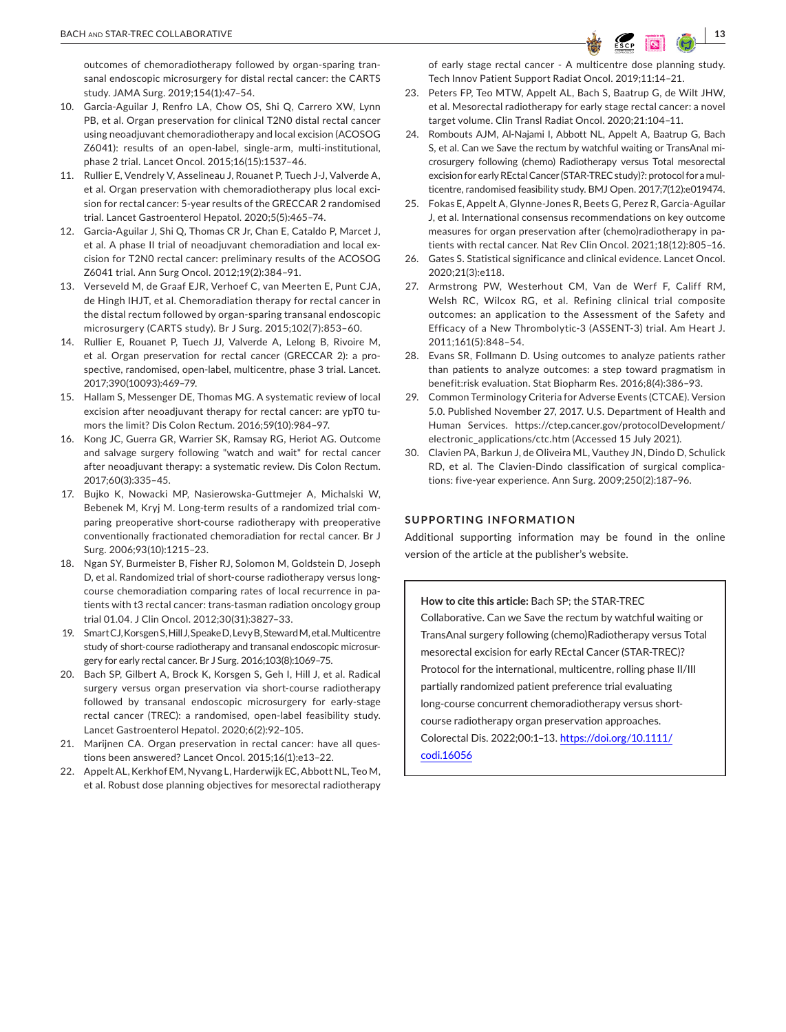outcomes of chemoradiotherapy followed by organ-sparing transanal endoscopic microsurgery for distal rectal cancer: the CARTS study. JAMA Surg. 2019;154(1):47–54.

10. Garcia-Aguilar J, Renfro LA, Chow OS, Shi Q, Carrero XW, Lynn PB, et al. Organ preservation for clinical T2N0 distal rectal cancer using neoadjuvant chemoradiotherapy and local excision (ACOSOG Z6041): results of an open-label, single-arm, multi-institutional, phase 2 trial. Lancet Oncol. 2015;16(15):1537–46.
11. Rullier E, Vendrely V, Asselineau J, Rouanet P, Tuech J-J, Valverde A, et al. Organ preservation with chemoradiotherapy plus local excision for rectal cancer: 5-year results of the GRECCAR 2 randomised trial. Lancet Gastroenterol Hepatol. 2020;5(5):465–74.
12. Garcia-Aguilar J, Shi Q, Thomas CR Jr, Chan E, Cataldo P, Marcet J, et al. A phase II trial of neoadjuvant chemoradiation and local excision for T2N0 rectal cancer: preliminary results of the ACOSOG Z6041 trial. Ann Surg Oncol. 2012;19(2):384–91.
13. Verseveld M, de Graaf EJR, Verhoef C, van Meerten E, Punt CJA, de Hingh IHJT, et al. Chemoradiation therapy for rectal cancer in the distal rectum followed by organ-sparing transanal endoscopic microsurgery (CARTS study). Br J Surg. 2015;102(7):853–60.
14. Rullier E, Rouanet P, Tuech JJ, Valverde A, Lelong B, Rivoire M, et al. Organ preservation for rectal cancer (GRECCAR 2): a prospective, randomised, open-label, multicentre, phase 3 trial. Lancet. 2017;390(10093):469–79.
15. Hallam S, Messenger DE, Thomas MG. A systematic review of local excision after neoadjuvant therapy for rectal cancer: are ypT0 tumors the limit? Dis Colon Rectum. 2016;59(10):984–97.
16. Kong JC, Guerra GR, Warrier SK, Ramsay RG, Heriot AG. Outcome and salvage surgery following "watch and wait" for rectal cancer after neoadjuvant therapy: a systematic review. Dis Colon Rectum. 2017;60(3):335–45.
17. Bujko K, Nowacki MP, Nasierowska-Guttmejer A, Michalski W, Bebenek M, Kryj M. Long-term results of a randomized trial comparing preoperative short-course radiotherapy with preoperative conventionally fractionated chemoradiation for rectal cancer. Br J Surg. 2006;93(10):1215–23.
18. Ngan SY, Burmeister B, Fisher RJ, Solomon M, Goldstein D, Joseph D, et al. Randomized trial of short-course radiotherapy versus long-course chemoradiation comparing rates of local recurrence in patients with t3 rectal cancer: trans-tasman radiation oncology group trial 01.04. J Clin Oncol. 2012;30(31):3827–33.
19. Smart CJ, Korsgen S, Hill J, Speake D, Levy B, Steward M, et al. Multicentre study of short-course radiotherapy and transanal endoscopic microsurgery for early rectal cancer. Br J Surg. 2016;103(8):1069–75.
20. Bach SP, Gilbert A, Brock K, Korsgen S, Geh I, Hill J, et al. Radical surgery versus organ preservation via short-course radiotherapy followed by transanal endoscopic microsurgery for early-stage rectal cancer (TREC): a randomised, open-label feasibility study. Lancet Gastroenterol Hepatol. 2020;6(2):92–105.
21. Marijnen CA. Organ preservation in rectal cancer: have all questions been answered? Lancet Oncol. 2015;16(1):e13–22.
22. Appelt AL, Kerkhof EM, Nyvang L, Harderwijk EC, Abbott NL, Teo M, et al. Robust dose planning objectives for mesorectal radiotherapy of early stage rectal cancer - A multicentre dose planning study. Tech Innov Patient Support Radiat Oncol. 2019;11:14–21.
23. Peters FP, Teo MTW, Appelt AL, Bach S, Baatrup G, de Wilt JHW, et al. Mesorectal radiotherapy for early stage rectal cancer: a novel target volume. Clin Transl Radiat Oncol. 2020;21:104–11.
24. Rombouts AJM, Al-Najami I, Abbott NL, Appelt A, Baatrup G, Bach S, et al. Can we Save the rectum by watchful waiting or TransAnal microsurgery following (chemo) Radiotherapy versus Total mesorectal excision for early REctal Cancer (STAR-TREC study)?: protocol for a multicentre, randomised feasibility study. BMJ Open. 2017;7(12):e019474.
25. Fokas E, Appelt A, Glynne-Jones R, Beets G, Perez R, Garcia-Aguilar J, et al. International consensus recommendations on key outcome measures for organ preservation after (chemo)radiotherapy in patients with rectal cancer. Nat Rev Clin Oncol. 2021;18(12):805–16.
26. Gates S. Statistical significance and clinical evidence. Lancet Oncol. 2020;21(3):e118.
27. Armstrong PW, Westerhout CM, Van de Werf F, Califf RM, Welsh RC, Wilcox RG, et al. Refining clinical trial composite outcomes: an application to the Assessment of the Safety and Efficacy of a New Thrombolytic-3 (ASSENT-3) trial. Am Heart J. 2011;161(5):848–54.
28. Evans SR, Follmann D. Using outcomes to analyze patients rather than patients to analyze outcomes: a step toward pragmatism in benefit:risk evaluation. Stat Biopharm Res. 2016;8(4):386–93.
29. Common Terminology Criteria for Adverse Events (CTCAE). Version 5.0. Published November 27, 2017. U.S. Department of Health and Human Services. https://ctep.cancer.gov/protocolDevelopment/electronic_applications/ctc.htm (Accessed 15 July 2021).
30. Clavien PA, Barkun J, de Oliveira ML, Vauthey JN, Dindo D, Schulick RD, et al. The Clavien-Dindo classification of surgical complications: five-year experience. Ann Surg. 2009;250(2):187–96.

## SUPPORTING INFORMATION

Additional supporting information may be found in the online version of the article at the publisher's website.

**How to cite this article:** Bach SP; the STAR-TREC Collaborative. Can we Save the rectum by watchful waiting or TransAnal surgery following (chemo)Radiotherapy versus Total mesorectal excision for early REctal Cancer (STAR-TREC)? Protocol for the international, multicentre, rolling phase II/III partially randomized patient preference trial evaluating long-course concurrent chemoradiotherapy versus short-course radiotherapy organ preservation approaches. Colorectal Dis. 2022;00:1–13. https://doi.org/10.1111/codi.16056